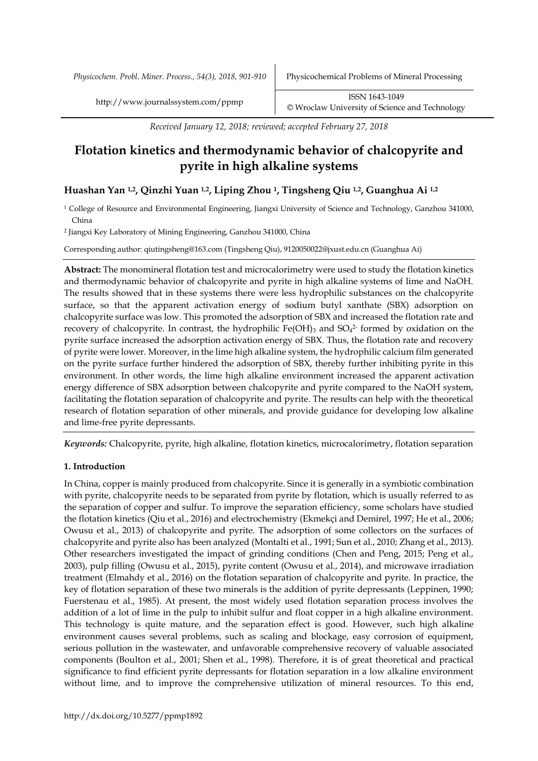*Received January 12, 2018; reviewed; accepted February 27, 2018*

# Flotation kinetics and thermodynamic behavior of chalcopyrite and pyrite in high alkaline systems

## Huashan Yan [1,2], Qinzhi Yuan [1,2], Liping Zhou [1], Tingsheng Qiu [1,2], Guanghua Ai [1,2]

[1] College of Resource and Environmental Engineering, Jiangxi University of Science and Technology, Ganzhou 341000, China

[2] Jiangxi Key Laboratory of Mining Engineering, Ganzhou 341000, China

Corresponding author: qiutingsheng@163.com (Tingsheng Qiu), 9120050022@jxust.edu.cn (Guanghua Ai)

**Abstract:** The monomineral flotation test and microcalorimetry were used to study the flotation kinetics and thermodynamic behavior of chalcopyrite and pyrite in high alkaline systems of lime and NaOH. The results showed that in these systems there were less hydrophilic substances on the chalcopyrite surface, so that the apparent activation energy of sodium butyl xanthate (SBX) adsorption on chalcopyrite surface was low. This promoted the adsorption of SBX and increased the flotation rate and recovery of chalcopyrite. In contrast, the hydrophilic $Fe(OH)_3$ and $SO_4^{2-}$ formed by oxidation on the pyrite surface increased the adsorption activation energy of SBX. Thus, the flotation rate and recovery of pyrite were lower. Moreover, in the lime high alkaline system, the hydrophilic calcium film generated on the pyrite surface further hindered the adsorption of SBX, thereby further inhibiting pyrite in this environment. In other words, the lime high alkaline environment increased the apparent activation energy difference of SBX adsorption between chalcopyrite and pyrite compared to the NaOH system, facilitating the flotation separation of chalcopyrite and pyrite. The results can help with the theoretical research of flotation separation of other minerals, and provide guidance for developing low alkaline and lime-free pyrite depressants.

***Keywords:*** Chalcopyrite, pyrite, high alkaline, flotation kinetics, microcalorimetry, flotation separation

### 1. Introduction

In China, copper is mainly produced from chalcopyrite. Since it is generally in a symbiotic combination with pyrite, chalcopyrite needs to be separated from pyrite by flotation, which is usually referred to as the separation of copper and sulfur. To improve the separation efficiency, some scholars have studied the flotation kinetics (Qiu et al., 2016) and electrochemistry (Ekmekçi and Demirel, 1997; He et al., 2006; Owusu et al., 2013) of chalcopyrite and pyrite. The adsorption of some collectors on the surfaces of chalcopyrite and pyrite also has been analyzed (Montalti et al., 1991; Sun et al., 2010; Zhang et al., 2013). Other researchers investigated the impact of grinding conditions (Chen and Peng, 2015; Peng et al., 2003), pulp filling (Owusu et al., 2015), pyrite content (Owusu et al., 2014), and microwave irradiation treatment (Elmahdy et al., 2016) on the flotation separation of chalcopyrite and pyrite. In practice, the key of flotation separation of these two minerals is the addition of pyrite depressants (Leppinen, 1990; Fuerstenau et al., 1985). At present, the most widely used flotation separation process involves the addition of a lot of lime in the pulp to inhibit sulfur and float copper in a high alkaline environment. This technology is quite mature, and the separation effect is good. However, such high alkaline environment causes several problems, such as scaling and blockage, easy corrosion of equipment, serious pollution in the wastewater, and unfavorable comprehensive recovery of valuable associated components (Boulton et al., 2001; Shen et al., 1998). Therefore, it is of great theoretical and practical significance to find efficient pyrite depressants for flotation separation in a low alkaline environment without lime, and to improve the comprehensive utilization of mineral resources. To this end,

http://dx.doi.org/10.5277/ppmp1892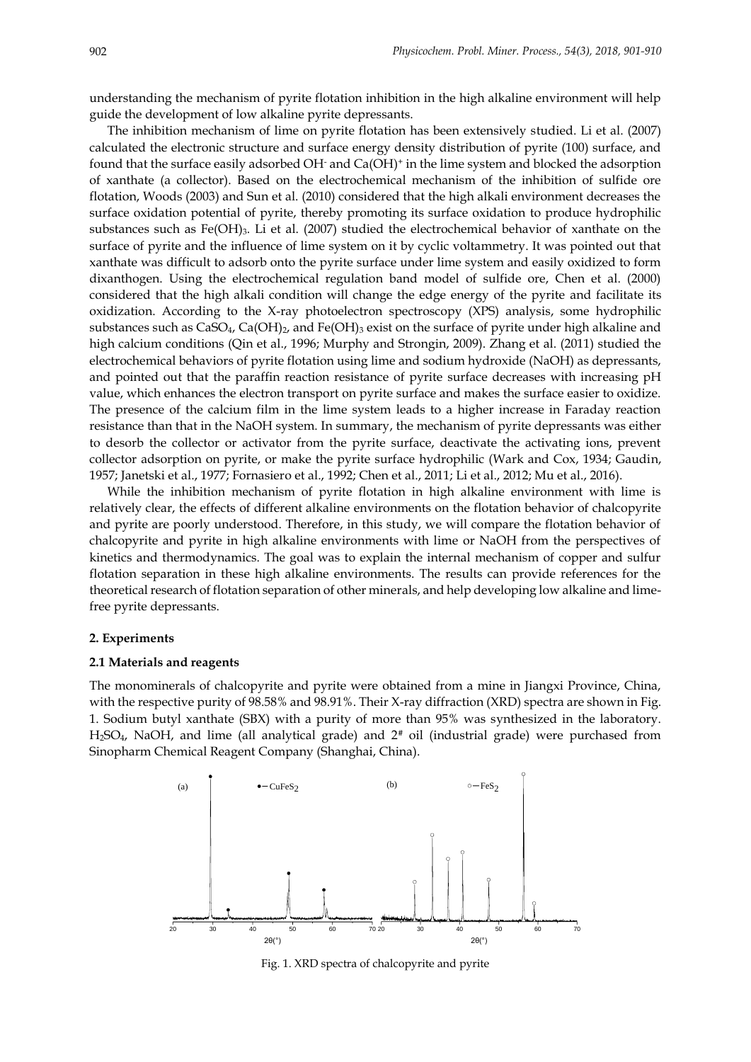understanding the mechanism of pyrite flotation inhibition in the high alkaline environment will help guide the development of low alkaline pyrite depressants.

The inhibition mechanism of lime on pyrite flotation has been extensively studied. Li et al. (2007) calculated the electronic structure and surface energy density distribution of pyrite (100) surface, and found that the surface easily adsorbed $OH^-$ and $Ca(OH)^+$ in the lime system and blocked the adsorption of xanthate (a collector). Based on the electrochemical mechanism of the inhibition of sulfide ore flotation, Woods (2003) and Sun et al. (2010) considered that the high alkali environment decreases the surface oxidation potential of pyrite, thereby promoting its surface oxidation to produce hydrophilic substances such as $Fe(OH)_3$. Li et al. (2007) studied the electrochemical behavior of xanthate on the surface of pyrite and the influence of lime system on it by cyclic voltammetry. It was pointed out that xanthate was difficult to adsorb onto the pyrite surface under lime system and easily oxidized to form dixanthogen. Using the electrochemical regulation band model of sulfide ore, Chen et al. (2000) considered that the high alkali condition will change the edge energy of the pyrite and facilitate its oxidization. According to the X-ray photoelectron spectroscopy (XPS) analysis, some hydrophilic substances such as $CaSO_4$, $Ca(OH)_2$, and $Fe(OH)_3$ exist on the surface of pyrite under high alkaline and high calcium conditions (Qin et al., 1996; Murphy and Strongin, 2009). Zhang et al. (2011) studied the electrochemical behaviors of pyrite flotation using lime and sodium hydroxide (NaOH) as depressants, and pointed out that the paraffin reaction resistance of pyrite surface decreases with increasing pH value, which enhances the electron transport on pyrite surface and makes the surface easier to oxidize. The presence of the calcium film in the lime system leads to a higher increase in Faraday reaction resistance than that in the NaOH system. In summary, the mechanism of pyrite depressants was either to desorb the collector or activator from the pyrite surface, deactivate the activating ions, prevent collector adsorption on pyrite, or make the pyrite surface hydrophilic (Wark and Cox, 1934; Gaudin, 1957; Janetski et al., 1977; Fornasiero et al., 1992; Chen et al., 2011; Li et al., 2012; Mu et al., 2016).

While the inhibition mechanism of pyrite flotation in high alkaline environment with lime is relatively clear, the effects of different alkaline environments on the flotation behavior of chalcopyrite and pyrite are poorly understood. Therefore, in this study, we will compare the flotation behavior of chalcopyrite and pyrite in high alkaline environments with lime or NaOH from the perspectives of kinetics and thermodynamics. The goal was to explain the internal mechanism of copper and sulfur flotation separation in these high alkaline environments. The results can provide references for the theoretical research of flotation separation of other minerals, and help developing low alkaline and lime-free pyrite depressants.

## 2. Experiments

### 2.1 Materials and reagents

The monominerals of chalcopyrite and pyrite were obtained from a mine in Jiangxi Province, China, with the respective purity of 98.58% and 98.91%. Their X-ray diffraction (XRD) spectra are shown in Fig. 1. Sodium butyl xanthate (SBX) with a purity of more than 95% was synthesized in the laboratory. $H_2SO_4$, NaOH, and lime (all analytical grade) and 2# oil (industrial grade) were purchased from Sinopharm Chemical Reagent Company (Shanghai, China).

Fig. 1. XRD spectra of chalcopyrite and pyrite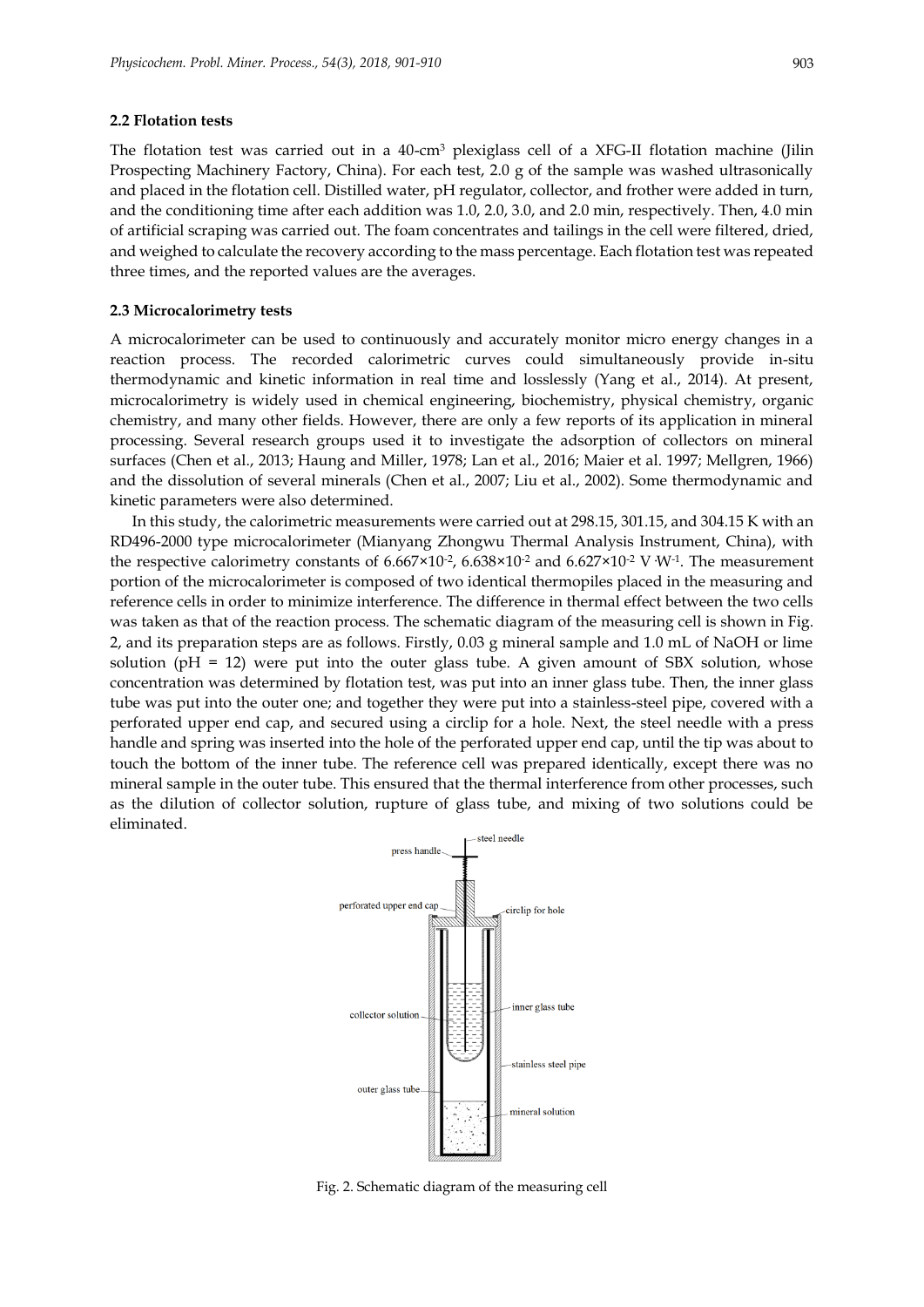### 2.2 Flotation tests

The flotation test was carried out in a 40-cm$^3$ plexiglass cell of a XFG-II flotation machine (Jilin Prospecting Machinery Factory, China). For each test, 2.0 g of the sample was washed ultrasonically and placed in the flotation cell. Distilled water, pH regulator, collector, and frother were added in turn, and the conditioning time after each addition was 1.0, 2.0, 3.0, and 2.0 min, respectively. Then, 4.0 min of artificial scraping was carried out. The foam concentrates and tailings in the cell were filtered, dried, and weighed to calculate the recovery according to the mass percentage. Each flotation test was repeated three times, and the reported values are the averages.

### 2.3 Microcalorimetry tests

A microcalorimeter can be used to continuously and accurately monitor micro energy changes in a reaction process. The recorded calorimetric curves could simultaneously provide in-situ thermodynamic and kinetic information in real time and losslessly (Yang et al., 2014). At present, microcalorimetry is widely used in chemical engineering, biochemistry, physical chemistry, organic chemistry, and many other fields. However, there are only a few reports of its application in mineral processing. Several research groups used it to investigate the adsorption of collectors on mineral surfaces (Chen et al., 2013; Haung and Miller, 1978; Lan et al., 2016; Maier et al. 1997; Mellgren, 1966) and the dissolution of several minerals (Chen et al., 2007; Liu et al., 2002). Some thermodynamic and kinetic parameters were also determined.

In this study, the calorimetric measurements were carried out at 298.15, 301.15, and 304.15 K with an RD496-2000 type microcalorimeter (Mianyang Zhongwu Thermal Analysis Instrument, China), with the respective calorimetry constants of $6.667\times10^{-2}$, $6.638\times10^{-2}$ and $6.627\times10^{-2}$ $V \cdot W^{-1}$. The measurement portion of the microcalorimeter is composed of two identical thermopiles placed in the measuring and reference cells in order to minimize interference. The difference in thermal effect between the two cells was taken as that of the reaction process. The schematic diagram of the measuring cell is shown in Fig. 2, and its preparation steps are as follows. Firstly, 0.03 g mineral sample and 1.0 mL of NaOH or lime solution (pH = 12) were put into the outer glass tube. A given amount of SBX solution, whose concentration was determined by flotation test, was put into an inner glass tube. Then, the inner glass tube was put into the outer one; and together they were put into a stainless-steel pipe, covered with a perforated upper end cap, and secured using a circlip for a hole. Next, the steel needle with a press handle and spring was inserted into the hole of the perforated upper end cap, until the tip was about to touch the bottom of the inner tube. The reference cell was prepared identically, except there was no mineral sample in the outer tube. This ensured that the thermal interference from other processes, such as the dilution of collector solution, rupture of glass tube, and mixing of two solutions could be eliminated.

Fig. 2. Schematic diagram of the measuring cell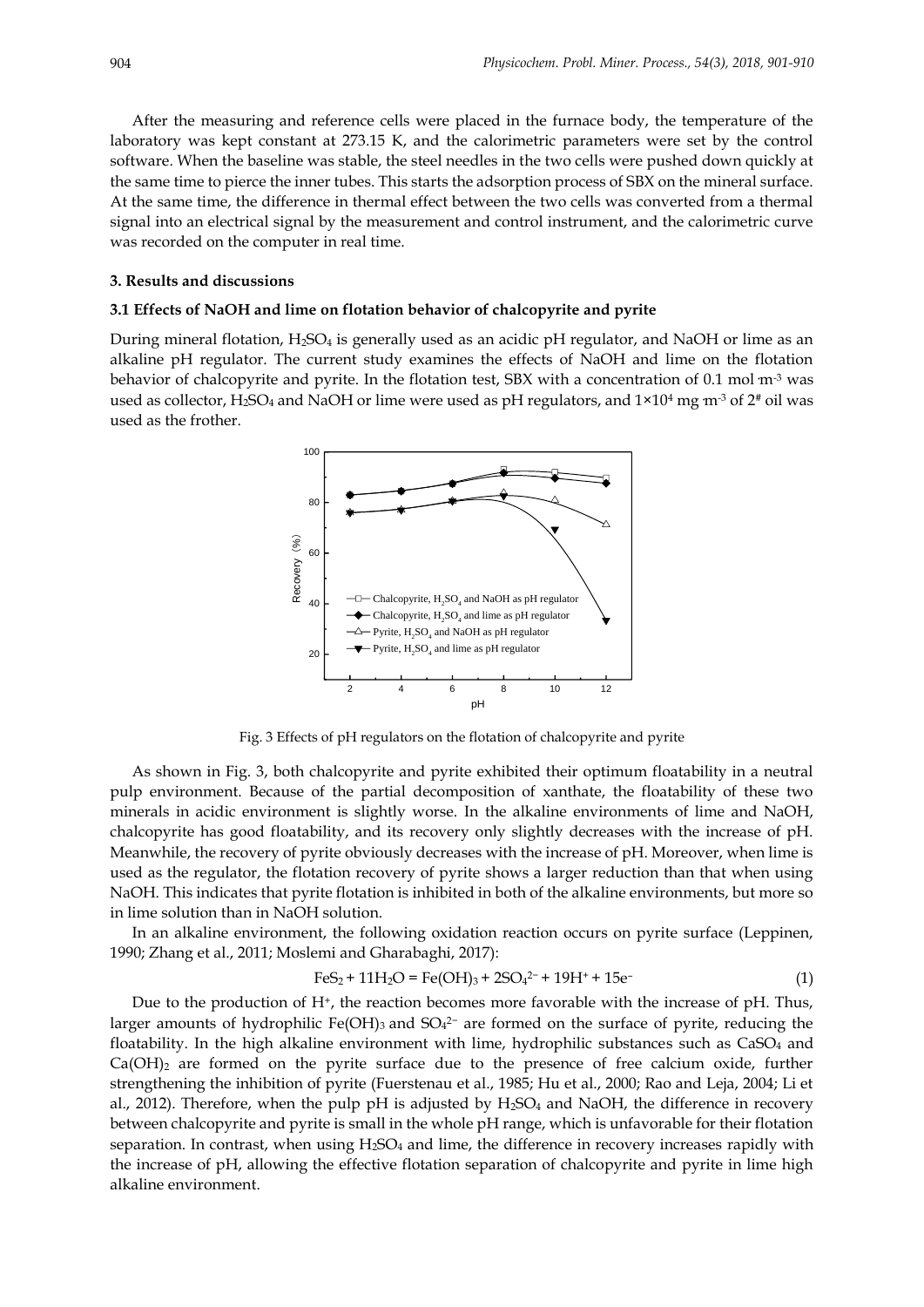After the measuring and reference cells were placed in the furnace body, the temperature of the laboratory was kept constant at 273.15 K, and the calorimetric parameters were set by the control software. When the baseline was stable, the steel needles in the two cells were pushed down quickly at the same time to pierce the inner tubes. This starts the adsorption process of SBX on the mineral surface. At the same time, the difference in thermal effect between the two cells was converted from a thermal signal into an electrical signal by the measurement and control instrument, and the calorimetric curve was recorded on the computer in real time.

## 3. Results and discussions

### 3.1 Effects of NaOH and lime on flotation behavior of chalcopyrite and pyrite

During mineral flotation, $H_2SO_4$ is generally used as an acidic pH regulator, and NaOH or lime as an alkaline pH regulator. The current study examines the effects of NaOH and lime on the flotation behavior of chalcopyrite and pyrite. In the flotation test, SBX with a concentration of 0.1 mol·m$^{-3}$ was used as collector, $H_2SO_4$ and NaOH or lime were used as pH regulators, and $1\times10^4$ mg·m$^{-3}$ of 2# oil was used as the frother.

Fig. 3 Effects of pH regulators on the flotation of chalcopyrite and pyrite

As shown in Fig. 3, both chalcopyrite and pyrite exhibited their optimum floatability in a neutral pulp environment. Because of the partial decomposition of xanthate, the floatability of these two minerals in acidic environment is slightly worse. In the alkaline environments of lime and NaOH, chalcopyrite has good floatability, and its recovery only slightly decreases with the increase of pH. Meanwhile, the recovery of pyrite obviously decreases with the increase of pH. Moreover, when lime is used as the regulator, the flotation recovery of pyrite shows a larger reduction than that when using NaOH. This indicates that pyrite flotation is inhibited in both of the alkaline environments, but more so in lime solution than in NaOH solution.

In an alkaline environment, the following oxidation reaction occurs on pyrite surface (Leppinen, 1990; Zhang et al., 2011; Moslemi and Gharabaghi, 2017):

$$FeS_2 + 11H_2O = Fe(OH)_3 + 2SO_4^{2-} + 19H^+ + 15e^- \tag{1}$$

Due to the production of $H^+$, the reaction becomes more favorable with the increase of pH. Thus, larger amounts of hydrophilic $Fe(OH)_3$ and $SO_4^{2-}$ are formed on the surface of pyrite, reducing the floatability. In the high alkaline environment with lime, hydrophilic substances such as $CaSO_4$ and $Ca(OH)_2$ are formed on the pyrite surface due to the presence of free calcium oxide, further strengthening the inhibition of pyrite (Fuerstenau et al., 1985; Hu et al., 2000; Rao and Leja, 2004; Li et al., 2012). Therefore, when the pulp pH is adjusted by $H_2SO_4$ and NaOH, the difference in recovery between chalcopyrite and pyrite is small in the whole pH range, which is unfavorable for their flotation separation. In contrast, when using $H_2SO_4$ and lime, the difference in recovery increases rapidly with the increase of pH, allowing the effective flotation separation of chalcopyrite and pyrite in lime high alkaline environment.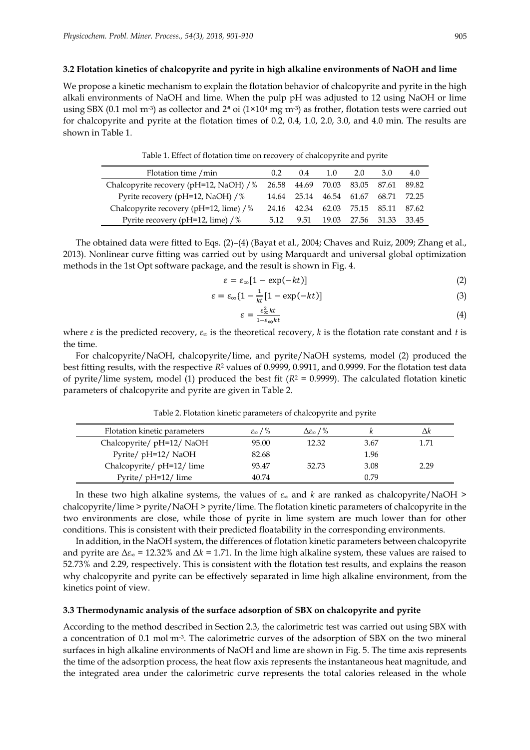### 3.2 Flotation kinetics of chalcopyrite and pyrite in high alkaline environments of NaOH and lime

We propose a kinetic mechanism to explain the flotation behavior of chalcopyrite and pyrite in the high alkali environments of NaOH and lime. When the pulp pH was adjusted to 12 using NaOH or lime using SBX (0.1 mol·m$^{-3}$) as collector and 2# oi (1×10$^4$ mg·m$^{-3}$) as frother, flotation tests were carried out for chalcopyrite and pyrite at the flotation times of 0.2, 0.4, 1.0, 2.0, 3.0, and 4.0 min. The results are shown in Table 1.

Table 1. Effect of flotation time on recovery of chalcopyrite and pyrite

| Flotation time /min | 0.2 | 0.4 | 1.0 | 2.0 | 3.0 | 4.0 |
|---|---|---|---|---|---|---|
| Chalcopyrite recovery (pH=12, NaOH) /% | 26.58 | 44.69 | 70.03 | 83.05 | 87.61 | 89.82 |
| Pyrite recovery (pH=12, NaOH) /% | 14.64 | 25.14 | 46.54 | 61.67 | 68.71 | 72.25 |
| Chalcopyrite recovery (pH=12, lime) /% | 24.16 | 42.34 | 62.03 | 75.15 | 85.11 | 87.62 |
| Pyrite recovery (pH=12, lime) /% | 5.12 | 9.51 | 19.03 | 27.56 | 31.33 | 33.45 |

The obtained data were fitted to Eqs. (2)–(4) (Bayat et al., 2004; Chaves and Ruiz, 2009; Zhang et al., 2013). Nonlinear curve fitting was carried out by using Marquardt and universal global optimization methods in the 1st Opt software package, and the result is shown in Fig. 4.

$$\varepsilon = \varepsilon_\infty[1 - \exp(-kt)] \tag{2}$$

$$\varepsilon = \varepsilon_\infty\{1 - \frac{1}{kt}[1 - \exp(-kt)]\tag{3}$$

$$\varepsilon = \frac{\varepsilon_\infty^2 kt}{1+\varepsilon_\infty kt} \tag{4}$$

where $\varepsilon$ is the predicted recovery, $\varepsilon_\infty$ is the theoretical recovery, $k$ is the flotation rate constant and $t$ is the time.

For chalcopyrite/NaOH, chalcopyrite/lime, and pyrite/NaOH systems, model (2) produced the best fitting results, with the respective $R^2$ values of 0.9999, 0.9911, and 0.9999. For the flotation test data of pyrite/lime system, model (1) produced the best fit ($R^2$ = 0.9999). The calculated flotation kinetic parameters of chalcopyrite and pyrite are given in Table 2.

Table 2. Flotation kinetic parameters of chalcopyrite and pyrite

| Flotation kinetic parameters | $\varepsilon_\infty$ /% | $\Delta\varepsilon_\infty$ /% | $k$ | $\Delta k$ |
|---|---|---|---|---|
| Chalcopyrite/ pH=12/ NaOH | 95.00 | 12.32 | 3.67 | 1.71 |
| Pyrite/ pH=12/ NaOH | 82.68 | | 1.96 | |
| Chalcopyrite/ pH=12/ lime | 93.47 | 52.73 | 3.08 | 2.29 |
| Pyrite/ pH=12/ lime | 40.74 | | 0.79 | |

In these two high alkaline systems, the values of $\varepsilon_\infty$ and $k$ are ranked as chalcopyrite/NaOH > chalcopyrite/lime > pyrite/NaOH > pyrite/lime. The flotation kinetic parameters of chalcopyrite in the two environments are close, while those of pyrite in lime system are much lower than for other conditions. This is consistent with their predicted floatability in the corresponding environments.

In addition, in the NaOH system, the differences of flotation kinetic parameters between chalcopyrite and pyrite are $\Delta\varepsilon_\infty$ = 12.32% and $\Delta k$ = 1.71. In the lime high alkaline system, these values are raised to 52.73% and 2.29, respectively. This is consistent with the flotation test results, and explains the reason why chalcopyrite and pyrite can be effectively separated in lime high alkaline environment, from the kinetics point of view.

### 3.3 Thermodynamic analysis of the surface adsorption of SBX on chalcopyrite and pyrite

According to the method described in Section 2.3, the calorimetric test was carried out using SBX with a concentration of 0.1 mol·m$^{-3}$. The calorimetric curves of the adsorption of SBX on the two mineral surfaces in high alkaline environments of NaOH and lime are shown in Fig. 5. The time axis represents the time of the adsorption process, the heat flow axis represents the instantaneous heat magnitude, and the integrated area under the calorimetric curve represents the total calories released in the whole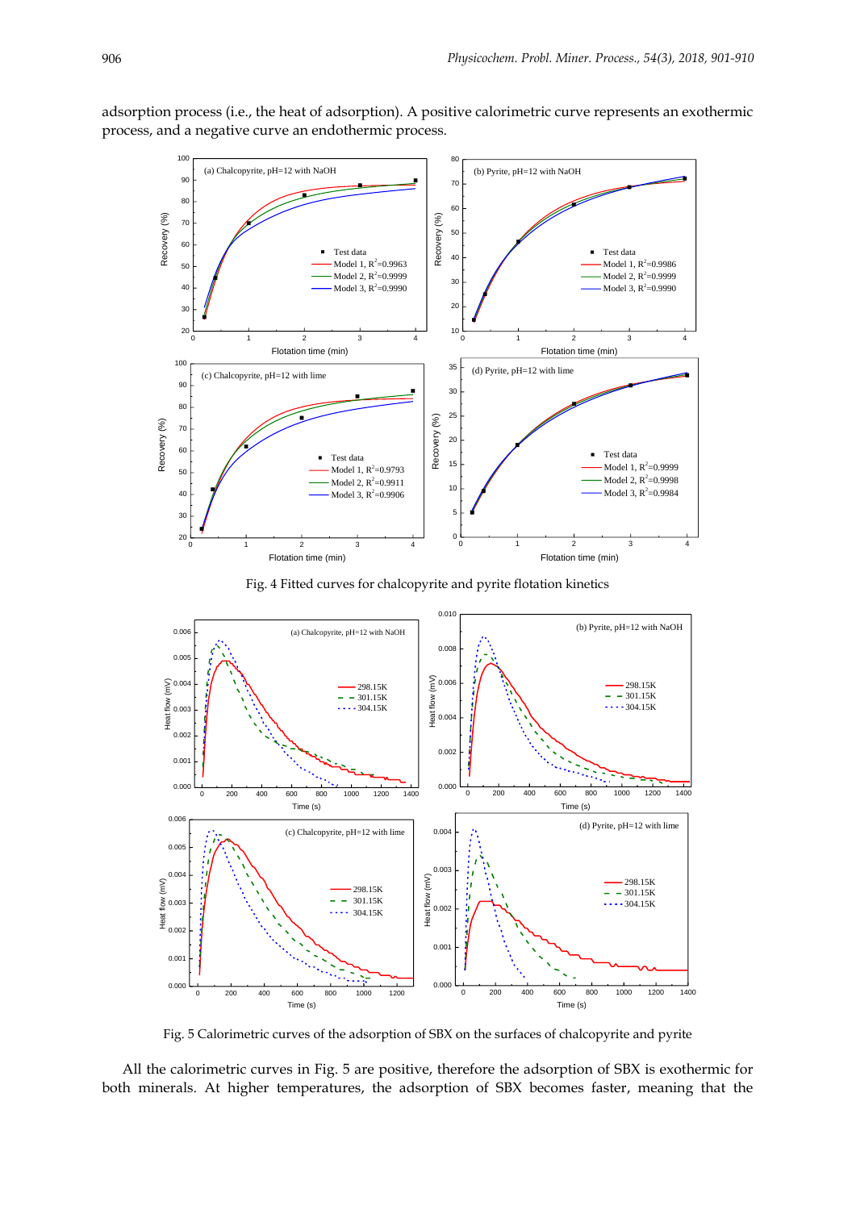adsorption process (i.e., the heat of adsorption). A positive calorimetric curve represents an exothermic process, and a negative curve an endothermic process.

Fig. 4 Fitted curves for chalcopyrite and pyrite flotation kinetics

Fig. 5 Calorimetric curves of the adsorption of SBX on the surfaces of chalcopyrite and pyrite

All the calorimetric curves in Fig. 5 are positive, therefore the adsorption of SBX is exothermic for both minerals. At higher temperatures, the adsorption of SBX becomes faster, meaning that the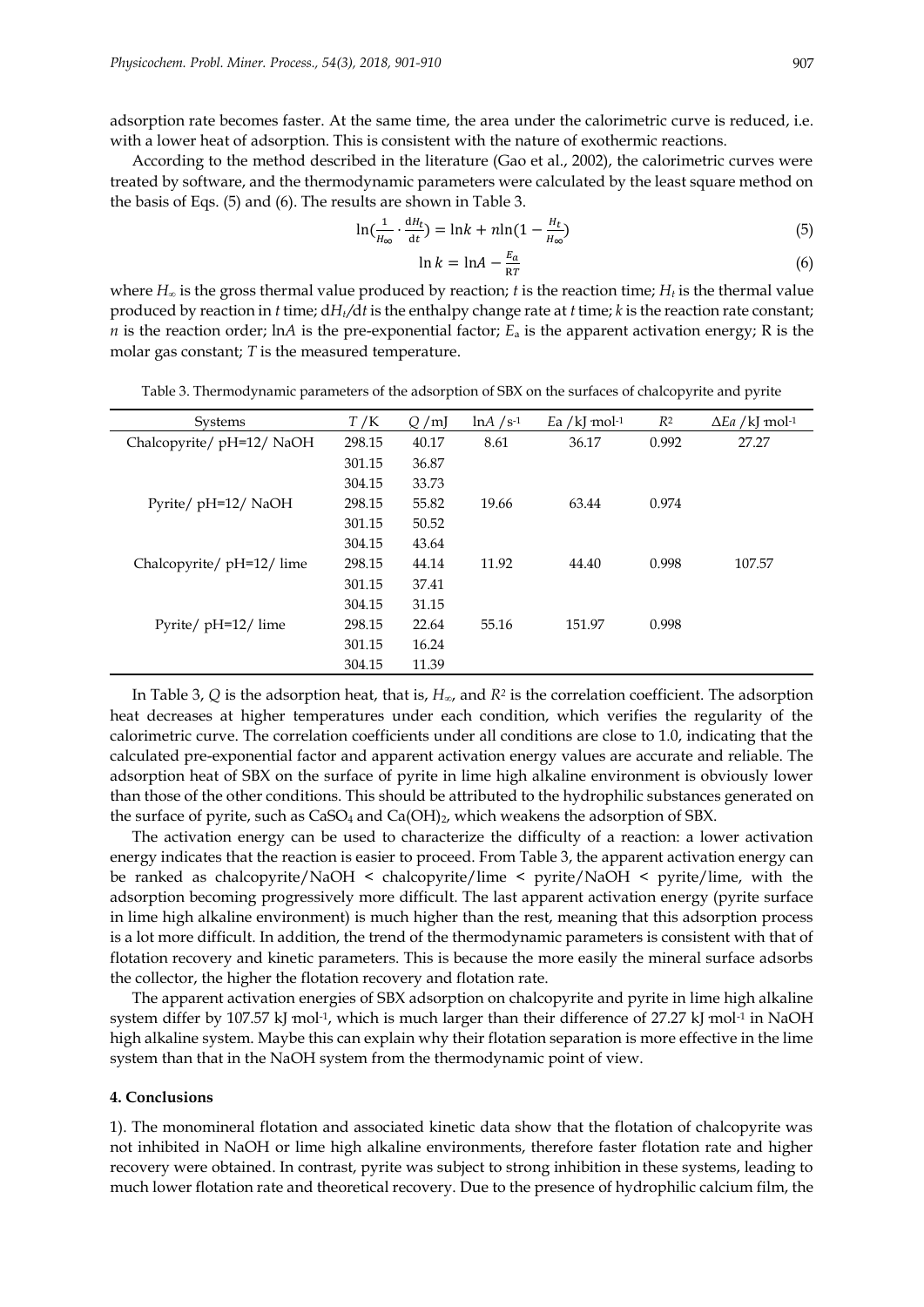adsorption rate becomes faster. At the same time, the area under the calorimetric curve is reduced, i.e. with a lower heat of adsorption. This is consistent with the nature of exothermic reactions.

According to the method described in the literature (Gao et al., 2002), the calorimetric curves were treated by software, and the thermodynamic parameters were calculated by the least square method on the basis of Eqs. (5) and (6). The results are shown in Table 3.

$$\ln\left(\frac{1}{H_\infty}\cdot\frac{dH_t}{dt}\right) = \ln k + n\ln\left(1-\frac{H_t}{H_\infty}\right) \tag{5}$$

$$\ln k = \ln A - \frac{E_a}{RT} \tag{6}$$

where $H_\infty$ is the gross thermal value produced by reaction; $t$ is the reaction time; $H_t$ is the thermal value produced by reaction in $t$ time; $dH_t/dt$ is the enthalpy change rate at $t$ time; $k$ is the reaction rate constant; $n$ is the reaction order; $\ln A$ is the pre-exponential factor; $E_a$ is the apparent activation energy; R is the molar gas constant; $T$ is the measured temperature.

Table 3. Thermodynamic parameters of the adsorption of SBX on the surfaces of chalcopyrite and pyrite

| Systems | $T$ /K | $Q$ /mJ | $\ln A$ /s$^{-1}$ | $Ea$ /kJ mol$^{-1}$ | $R^2$ | $\Delta Ea$ /kJ mol$^{-1}$ |
|---|---|---|---|---|---|---|
| Chalcopyrite/ pH=12/ NaOH | 298.15 | 40.17 | 8.61 | 36.17 | 0.992 | 27.27 |
| | 301.15 | 36.87 | | | | |
| | 304.15 | 33.73 | | | | |
| Pyrite/ pH=12/ NaOH | 298.15 | 55.82 | 19.66 | 63.44 | 0.974 | |
| | 301.15 | 50.52 | | | | |
| | 304.15 | 43.64 | | | | |
| Chalcopyrite/ pH=12/ lime | 298.15 | 44.14 | 11.92 | 44.40 | 0.998 | 107.57 |
| | 301.15 | 37.41 | | | | |
| | 304.15 | 31.15 | | | | |
| Pyrite/ pH=12/ lime | 298.15 | 22.64 | 55.16 | 151.97 | 0.998 | |
| | 301.15 | 16.24 | | | | |
| | 304.15 | 11.39 | | | | |

In Table 3, $Q$ is the adsorption heat, that is, $H_\infty$, and $R^2$ is the correlation coefficient. The adsorption heat decreases at higher temperatures under each condition, which verifies the regularity of the calorimetric curve. The correlation coefficients under all conditions are close to 1.0, indicating that the calculated pre-exponential factor and apparent activation energy values are accurate and reliable. The adsorption heat of SBX on the surface of pyrite in lime high alkaline environment is obviously lower than those of the other conditions. This should be attributed to the hydrophilic substances generated on the surface of pyrite, such as $CaSO_4$ and $Ca(OH)_2$, which weakens the adsorption of SBX.

The activation energy can be used to characterize the difficulty of a reaction: a lower activation energy indicates that the reaction is easier to proceed. From Table 3, the apparent activation energy can be ranked as chalcopyrite/NaOH < chalcopyrite/lime < pyrite/NaOH < pyrite/lime, with the adsorption becoming progressively more difficult. The last apparent activation energy (pyrite surface in lime high alkaline environment) is much higher than the rest, meaning that this adsorption process is a lot more difficult. In addition, the trend of the thermodynamic parameters is consistent with that of flotation recovery and kinetic parameters. This is because the more easily the mineral surface adsorbs the collector, the higher the flotation recovery and flotation rate.

The apparent activation energies of SBX adsorption on chalcopyrite and pyrite in lime high alkaline system differ by 107.57 kJ mol$^{-1}$, which is much larger than their difference of 27.27 kJ mol$^{-1}$ in NaOH high alkaline system. Maybe this can explain why their flotation separation is more effective in the lime system than that in the NaOH system from the thermodynamic point of view.

## 4. Conclusions

1). The monomineral flotation and associated kinetic data show that the flotation of chalcopyrite was not inhibited in NaOH or lime high alkaline environments, therefore faster flotation rate and higher recovery were obtained. In contrast, pyrite was subject to strong inhibition in these systems, leading to much lower flotation rate and theoretical recovery. Due to the presence of hydrophilic calcium film, the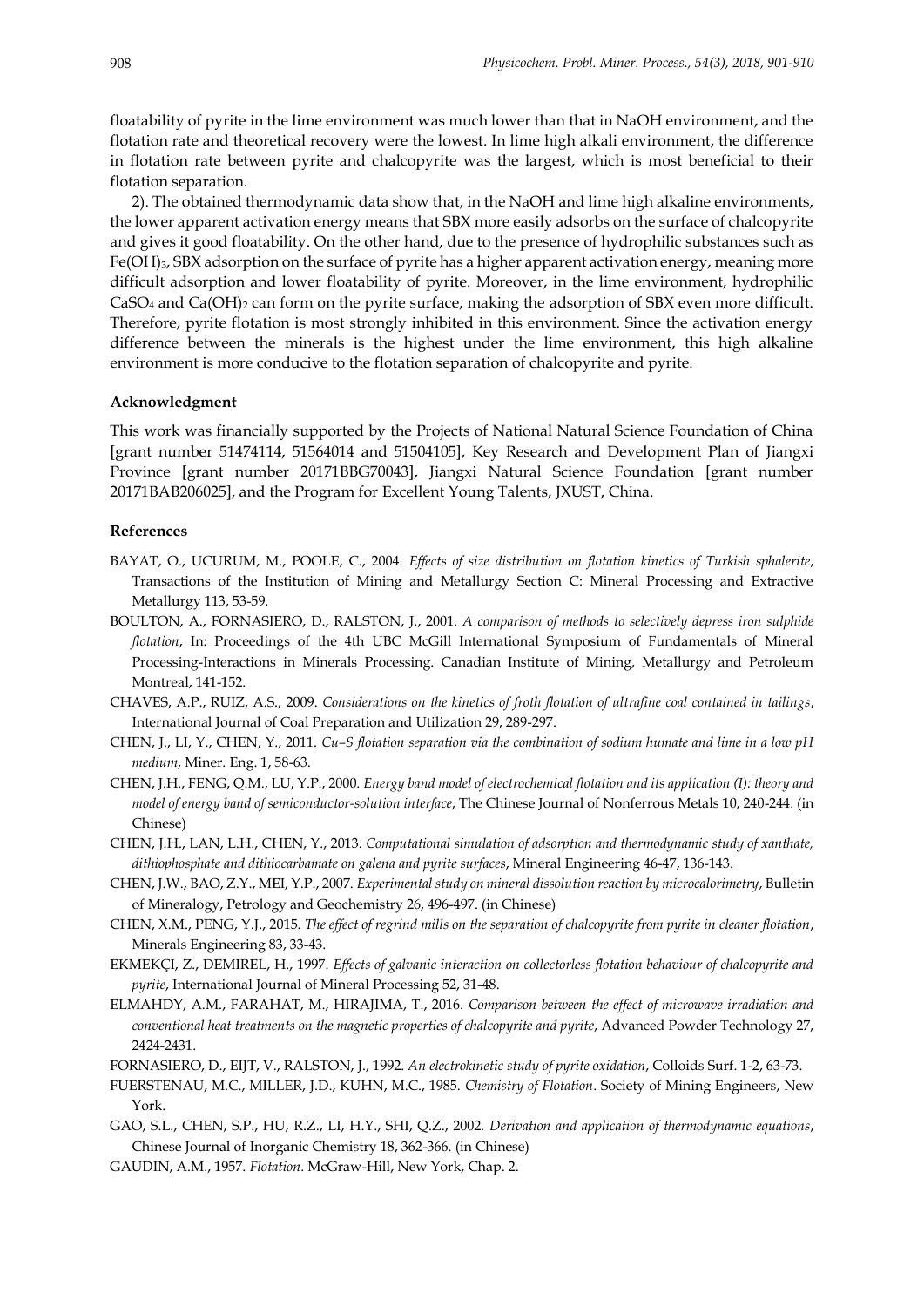floatability of pyrite in the lime environment was much lower than that in NaOH environment, and the flotation rate and theoretical recovery were the lowest. In lime high alkali environment, the difference in flotation rate between pyrite and chalcopyrite was the largest, which is most beneficial to their flotation separation.

2). The obtained thermodynamic data show that, in the NaOH and lime high alkaline environments, the lower apparent activation energy means that SBX more easily adsorbs on the surface of chalcopyrite and gives it good floatability. On the other hand, due to the presence of hydrophilic substances such as $Fe(OH)_3$, SBX adsorption on the surface of pyrite has a higher apparent activation energy, meaning more difficult adsorption and lower floatability of pyrite. Moreover, in the lime environment, hydrophilic $CaSO_4$ and $Ca(OH)_2$ can form on the pyrite surface, making the adsorption of SBX even more difficult. Therefore, pyrite flotation is most strongly inhibited in this environment. Since the activation energy difference between the minerals is the highest under the lime environment, this high alkaline environment is more conducive to the flotation separation of chalcopyrite and pyrite.

#### Acknowledgment

This work was financially supported by the Projects of National Natural Science Foundation of China [grant number 51474114, 51564014 and 51504105], Key Research and Development Plan of Jiangxi Province [grant number 20171BBG70043], Jiangxi Natural Science Foundation [grant number 20171BAB206025], and the Program for Excellent Young Talents, JXUST, China.

#### References

BAYAT, O., UCURUM, M., POOLE, C., 2004. *Effects of size distribution on flotation kinetics of Turkish sphalerite*, Transactions of the Institution of Mining and Metallurgy Section C: Mineral Processing and Extractive Metallurgy 113, 53-59.

BOULTON, A., FORNASIERO, D., RALSTON, J., 2001. *A comparison of methods to selectively depress iron sulphide flotation*, In: Proceedings of the 4th UBC McGill International Symposium of Fundamentals of Mineral Processing-Interactions in Minerals Processing. Canadian Institute of Mining, Metallurgy and Petroleum Montreal, 141-152.

CHAVES, A.P., RUIZ, A.S., 2009. *Considerations on the kinetics of froth flotation of ultrafine coal contained in tailings*, International Journal of Coal Preparation and Utilization 29, 289-297.

CHEN, J., LI, Y., CHEN, Y., 2011. *Cu–S flotation separation via the combination of sodium humate and lime in a low pH medium*, Miner. Eng. 1, 58-63.

CHEN, J.H., FENG, Q.M., LU, Y.P., 2000. *Energy band model of electrochemical flotation and its application (I): theory and model of energy band of semiconductor-solution interface*, The Chinese Journal of Nonferrous Metals 10, 240-244. (in Chinese)

CHEN, J.H., LAN, L.H., CHEN, Y., 2013. *Computational simulation of adsorption and thermodynamic study of xanthate, dithiophosphate and dithiocarbamate on galena and pyrite surfaces*, Mineral Engineering 46-47, 136-143.

CHEN, J.W., BAO, Z.Y., MEI, Y.P., 2007. *Experimental study on mineral dissolution reaction by microcalorimetry*, Bulletin of Mineralogy, Petrology and Geochemistry 26, 496-497. (in Chinese)

CHEN, X.M., PENG, Y.J., 2015. *The effect of regrind mills on the separation of chalcopyrite from pyrite in cleaner flotation*, Minerals Engineering 83, 33-43.

EKMEKÇI, Z., DEMIREL, H., 1997. *Effects of galvanic interaction on collectorless flotation behaviour of chalcopyrite and pyrite*, International Journal of Mineral Processing 52, 31-48.

ELMAHDY, A.M., FARAHAT, M., HIRAJIMA, T., 2016. *Comparison between the effect of microwave irradiation and conventional heat treatments on the magnetic properties of chalcopyrite and pyrite*, Advanced Powder Technology 27, 2424-2431.

FORNASIERO, D., EIJT, V., RALSTON, J., 1992. *An electrokinetic study of pyrite oxidation*, Colloids Surf. 1-2, 63-73.

FUERSTENAU, M.C., MILLER, J.D., KUHN, M.C., 1985. *Chemistry of Flotation*. Society of Mining Engineers, New York.

GAO, S.L., CHEN, S.P., HU, R.Z., LI, H.Y., SHI, Q.Z., 2002. *Derivation and application of thermodynamic equations*, Chinese Journal of Inorganic Chemistry 18, 362-366. (in Chinese)

GAUDIN, A.M., 1957. *Flotation*. McGraw-Hill, New York, Chap. 2.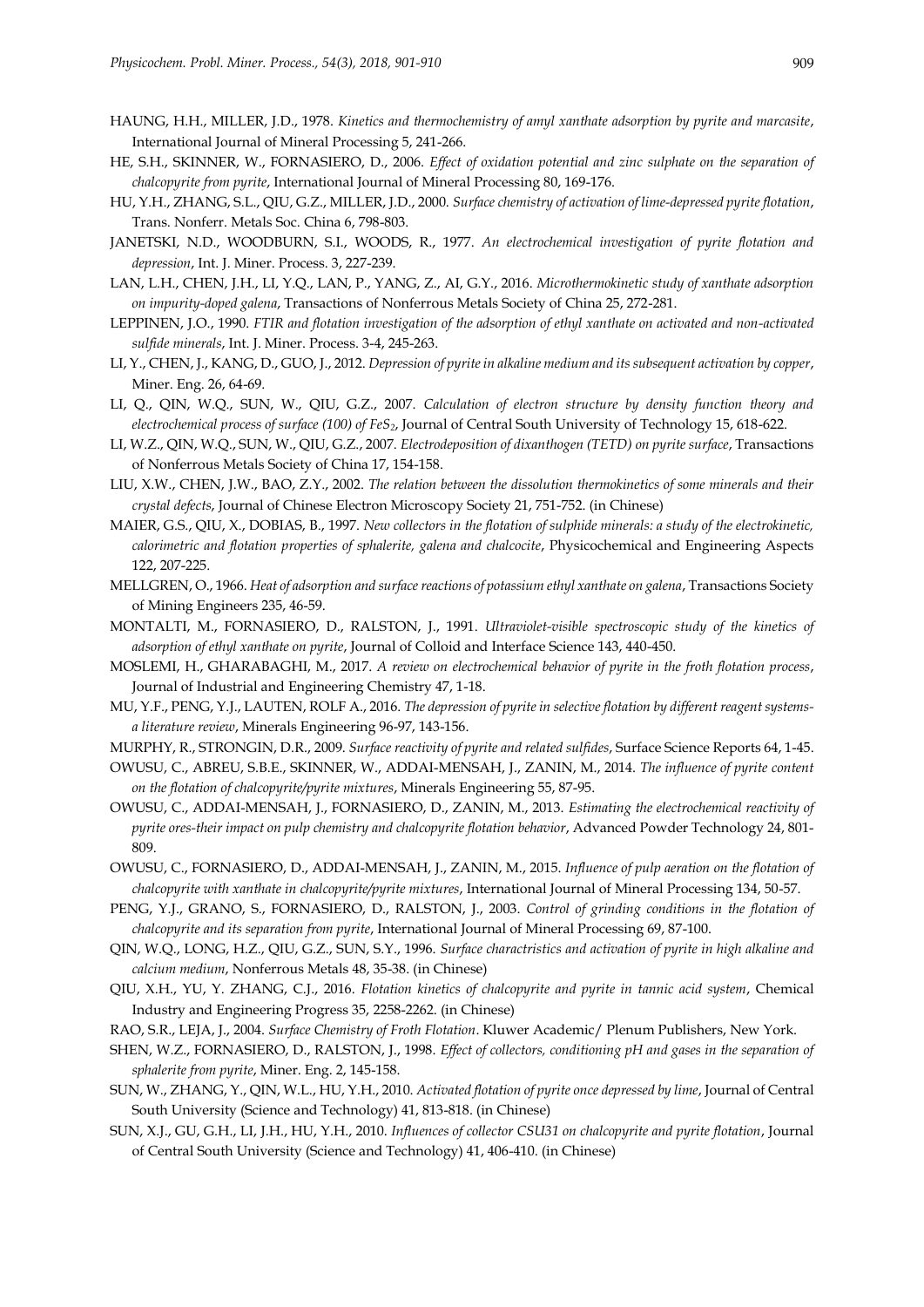HAUNG, H.H., MILLER, J.D., 1978. *Kinetics and thermochemistry of amyl xanthate adsorption by pyrite and marcasite*, International Journal of Mineral Processing 5, 241-266.

HE, S.H., SKINNER, W., FORNASIERO, D., 2006. *Effect of oxidation potential and zinc sulphate on the separation of chalcopyrite from pyrite*, International Journal of Mineral Processing 80, 169-176.

HU, Y.H., ZHANG, S.L., QIU, G.Z., MILLER, J.D., 2000. *Surface chemistry of activation of lime-depressed pyrite flotation*, Trans. Nonferr. Metals Soc. China 6, 798-803.

JANETSKI, N.D., WOODBURN, S.I., WOODS, R., 1977. *An electrochemical investigation of pyrite flotation and depression*, Int. J. Miner. Process. 3, 227-239.

LAN, L.H., CHEN, J.H., LI, Y.Q., LAN, P., YANG, Z., AI, G.Y., 2016. *Microthermokinetic study of xanthate adsorption on impurity-doped galena*, Transactions of Nonferrous Metals Society of China 25, 272-281.

LEPPINEN, J.O., 1990. *FTIR and flotation investigation of the adsorption of ethyl xanthate on activated and non-activated sulfide minerals*, Int. J. Miner. Process. 3-4, 245-263.

LI, Y., CHEN, J., KANG, D., GUO, J., 2012. *Depression of pyrite in alkaline medium and its subsequent activation by copper*, Miner. Eng. 26, 64-69.

LI, Q., QIN, W.Q., SUN, W., QIU, G.Z., 2007. *Calculation of electron structure by density function theory and electrochemical process of surface (100) of $FeS_2$*, Journal of Central South University of Technology 15, 618-622.

LI, W.Z., QIN, W.Q., SUN, W., QIU, G.Z., 2007. *Electrodeposition of dixanthogen (TETD) on pyrite surface*, Transactions of Nonferrous Metals Society of China 17, 154-158.

LIU, X.W., CHEN, J.W., BAO, Z.Y., 2002. *The relation between the dissolution thermokinetics of some minerals and their crystal defects*, Journal of Chinese Electron Microscopy Society 21, 751-752. (in Chinese)

MAIER, G.S., QIU, X., DOBIAS, B., 1997. *New collectors in the flotation of sulphide minerals: a study of the electrokinetic, calorimetric and flotation properties of sphalerite, galena and chalcocite*, Physicochemical and Engineering Aspects 122, 207-225.

MELLGREN, O., 1966. *Heat of adsorption and surface reactions of potassium ethyl xanthate on galena*, Transactions Society of Mining Engineers 235, 46-59.

MONTALTI, M., FORNASIERO, D., RALSTON, J., 1991. *Ultraviolet-visible spectroscopic study of the kinetics of adsorption of ethyl xanthate on pyrite*, Journal of Colloid and Interface Science 143, 440-450.

MOSLEMI, H., GHARABAGHI, M., 2017. *A review on electrochemical behavior of pyrite in the froth flotation process*, Journal of Industrial and Engineering Chemistry 47, 1-18.

MU, Y.F., PENG, Y.J., LAUTEN, ROLF A., 2016. *The depression of pyrite in selective flotation by different reagent systems-a literature review*, Minerals Engineering 96-97, 143-156.

MURPHY, R., STRONGIN, D.R., 2009. *Surface reactivity of pyrite and related sulfides*, Surface Science Reports 64, 1-45.

OWUSU, C., ABREU, S.B.E., SKINNER, W., ADDAI-MENSAH, J., ZANIN, M., 2014. *The influence of pyrite content on the flotation of chalcopyrite/pyrite mixtures*, Minerals Engineering 55, 87-95.

OWUSU, C., ADDAI-MENSAH, J., FORNASIERO, D., ZANIN, M., 2013. *Estimating the electrochemical reactivity of pyrite ores-their impact on pulp chemistry and chalcopyrite flotation behavior*, Advanced Powder Technology 24, 801-809.

OWUSU, C., FORNASIERO, D., ADDAI-MENSAH, J., ZANIN, M., 2015. *Influence of pulp aeration on the flotation of chalcopyrite with xanthate in chalcopyrite/pyrite mixtures*, International Journal of Mineral Processing 134, 50-57.

PENG, Y.J., GRANO, S., FORNASIERO, D., RALSTON, J., 2003. *Control of grinding conditions in the flotation of chalcopyrite and its separation from pyrite*, International Journal of Mineral Processing 69, 87-100.

QIN, W.Q., LONG, H.Z., QIU, G.Z., SUN, S.Y., 1996. *Surface charactristics and activation of pyrite in high alkaline and calcium medium*, Nonferrous Metals 48, 35-38. (in Chinese)

QIU, X.H., YU, Y. ZHANG, C.J., 2016. *Flotation kinetics of chalcopyrite and pyrite in tannic acid system*, Chemical Industry and Engineering Progress 35, 2258-2262. (in Chinese)

RAO, S.R., LEJA, J., 2004. *Surface Chemistry of Froth Flotation*. Kluwer Academic/ Plenum Publishers, New York.

SHEN, W.Z., FORNASIERO, D., RALSTON, J., 1998. *Effect of collectors, conditioning pH and gases in the separation of sphalerite from pyrite*, Miner. Eng. 2, 145-158.

SUN, W., ZHANG, Y., QIN, W.L., HU, Y.H., 2010. *Activated flotation of pyrite once depressed by lime*, Journal of Central South University (Science and Technology) 41, 813-818. (in Chinese)

SUN, X.J., GU, G.H., LI, J.H., HU, Y.H., 2010. *Influences of collector CSU31 on chalcopyrite and pyrite flotation*, Journal of Central South University (Science and Technology) 41, 406-410. (in Chinese)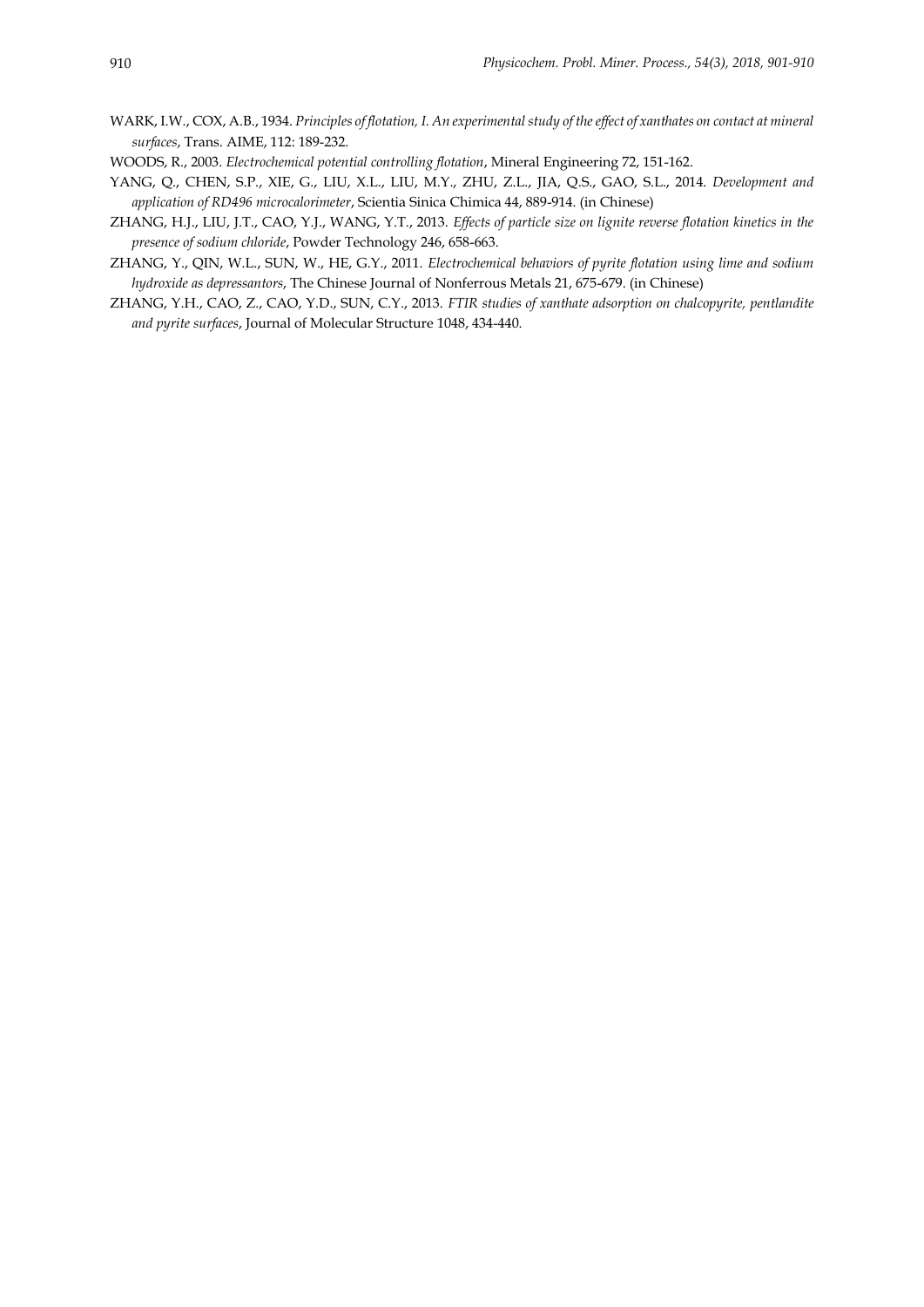WARK, I.W., COX, A.B., 1934. *Principles of flotation, I. An experimental study of the effect of xanthates on contact at mineral surfaces*, Trans. AIME, 112: 189-232.

WOODS, R., 2003. *Electrochemical potential controlling flotation*, Mineral Engineering 72, 151-162.

YANG, Q., CHEN, S.P., XIE, G., LIU, X.L., LIU, M.Y., ZHU, Z.L., JIA, Q.S., GAO, S.L., 2014. *Development and application of RD496 microcalorimeter*, Scientia Sinica Chimica 44, 889-914. (in Chinese)

ZHANG, H.J., LIU, J.T., CAO, Y.J., WANG, Y.T., 2013. *Effects of particle size on lignite reverse flotation kinetics in the presence of sodium chloride*, Powder Technology 246, 658-663.

ZHANG, Y., QIN, W.L., SUN, W., HE, G.Y., 2011. *Electrochemical behaviors of pyrite flotation using lime and sodium hydroxide as depressantors*, The Chinese Journal of Nonferrous Metals 21, 675-679. (in Chinese)

ZHANG, Y.H., CAO, Z., CAO, Y.D., SUN, C.Y., 2013. *FTIR studies of xanthate adsorption on chalcopyrite, pentlandite and pyrite surfaces*, Journal of Molecular Structure 1048, 434-440.